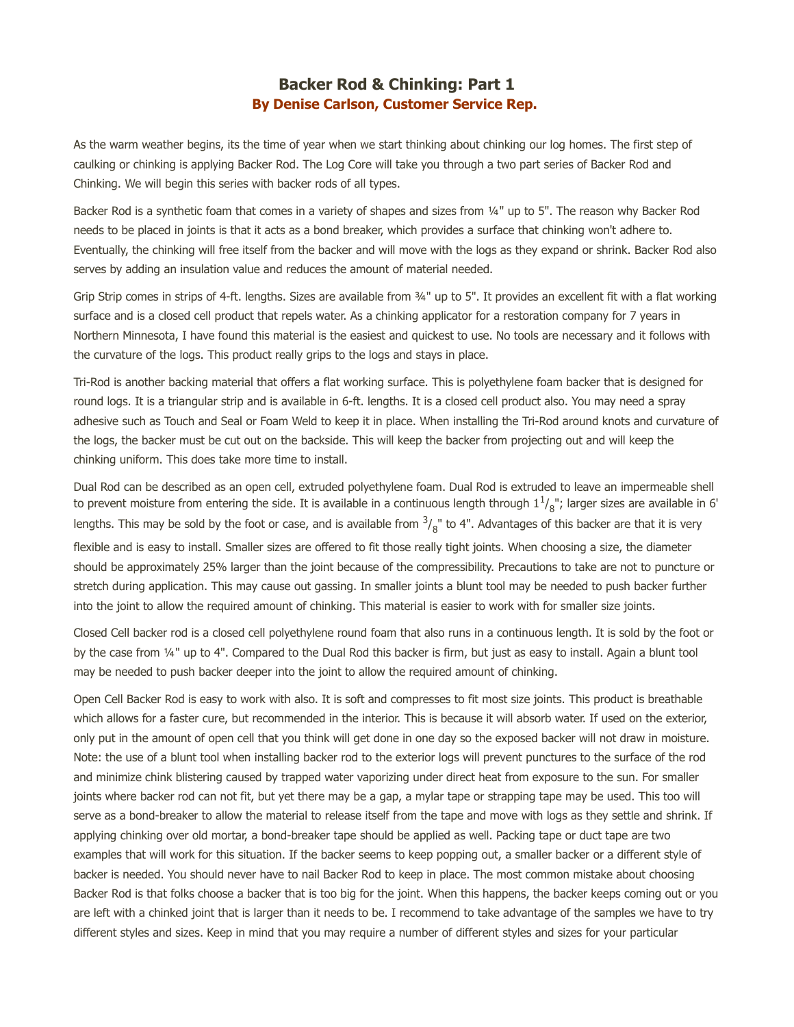# Backer Rod & Chinking: Part 1

## By Denise Carlson, Customer Service Rep.

As the warm weather begins, its the time of year when we start thinking about chinking our log homes. The first step of caulking or chinking is applying Backer Rod. The Log Core will take you through a two part series of Backer Rod and Chinking. We will begin this series with backer rods of all types.

Backer Rod is a synthetic foam that comes in a variety of shapes and sizes from ¼" up to 5". The reason why Backer Rod needs to be placed in joints is that it acts as a bond breaker, which provides a surface that chinking won't adhere to. Eventually, the chinking will free itself from the backer and will move with the logs as they expand or shrink. Backer Rod also serves by adding an insulation value and reduces the amount of material needed.

Grip Strip comes in strips of 4-ft. lengths. Sizes are available from ¾" up to 5". It provides an excellent fit with a flat working surface and is a closed cell product that repels water. As a chinking applicator for a restoration company for 7 years in Northern Minnesota, I have found this material is the easiest and quickest to use. No tools are necessary and it follows with the curvature of the logs. This product really grips to the logs and stays in place.

Tri-Rod is another backing material that offers a flat working surface. This is polyethylene foam backer that is designed for round logs. It is a triangular strip and is available in 6-ft. lengths. It is a closed cell product also. You may need a spray adhesive such as Touch and Seal or Foam Weld to keep it in place. When installing the Tri-Rod around knots and curvature of the logs, the backer must be cut out on the backside. This will keep the backer from projecting out and will keep the chinking uniform. This does take more time to install.

Dual Rod can be described as an open cell, extruded polyethylene foam. Dual Rod is extruded to leave an impermeable shell to prevent moisture from entering the side. It is available in a continuous length through $1^1/_8$"; larger sizes are available in 6' lengths. This may be sold by the foot or case, and is available from $^3/_8$" to 4". Advantages of this backer are that it is very flexible and is easy to install. Smaller sizes are offered to fit those really tight joints. When choosing a size, the diameter should be approximately 25% larger than the joint because of the compressibility. Precautions to take are not to puncture or stretch during application. This may cause out gassing. In smaller joints a blunt tool may be needed to push backer further into the joint to allow the required amount of chinking. This material is easier to work with for smaller size joints.

Closed Cell backer rod is a closed cell polyethylene round foam that also runs in a continuous length. It is sold by the foot or by the case from ¼" up to 4". Compared to the Dual Rod this backer is firm, but just as easy to install. Again a blunt tool may be needed to push backer deeper into the joint to allow the required amount of chinking.

Open Cell Backer Rod is easy to work with also. It is soft and compresses to fit most size joints. This product is breathable which allows for a faster cure, but recommended in the interior. This is because it will absorb water. If used on the exterior, only put in the amount of open cell that you think will get done in one day so the exposed backer will not draw in moisture. Note: the use of a blunt tool when installing backer rod to the exterior logs will prevent punctures to the surface of the rod and minimize chink blistering caused by trapped water vaporizing under direct heat from exposure to the sun. For smaller joints where backer rod can not fit, but yet there may be a gap, a mylar tape or strapping tape may be used. This too will serve as a bond-breaker to allow the material to release itself from the tape and move with logs as they settle and shrink. If applying chinking over old mortar, a bond-breaker tape should be applied as well. Packing tape or duct tape are two examples that will work for this situation. If the backer seems to keep popping out, a smaller backer or a different style of backer is needed. You should never have to nail Backer Rod to keep in place. The most common mistake about choosing Backer Rod is that folks choose a backer that is too big for the joint. When this happens, the backer keeps coming out or you are left with a chinked joint that is larger than it needs to be. I recommend to take advantage of the samples we have to try different styles and sizes. Keep in mind that you may require a number of different styles and sizes for your particular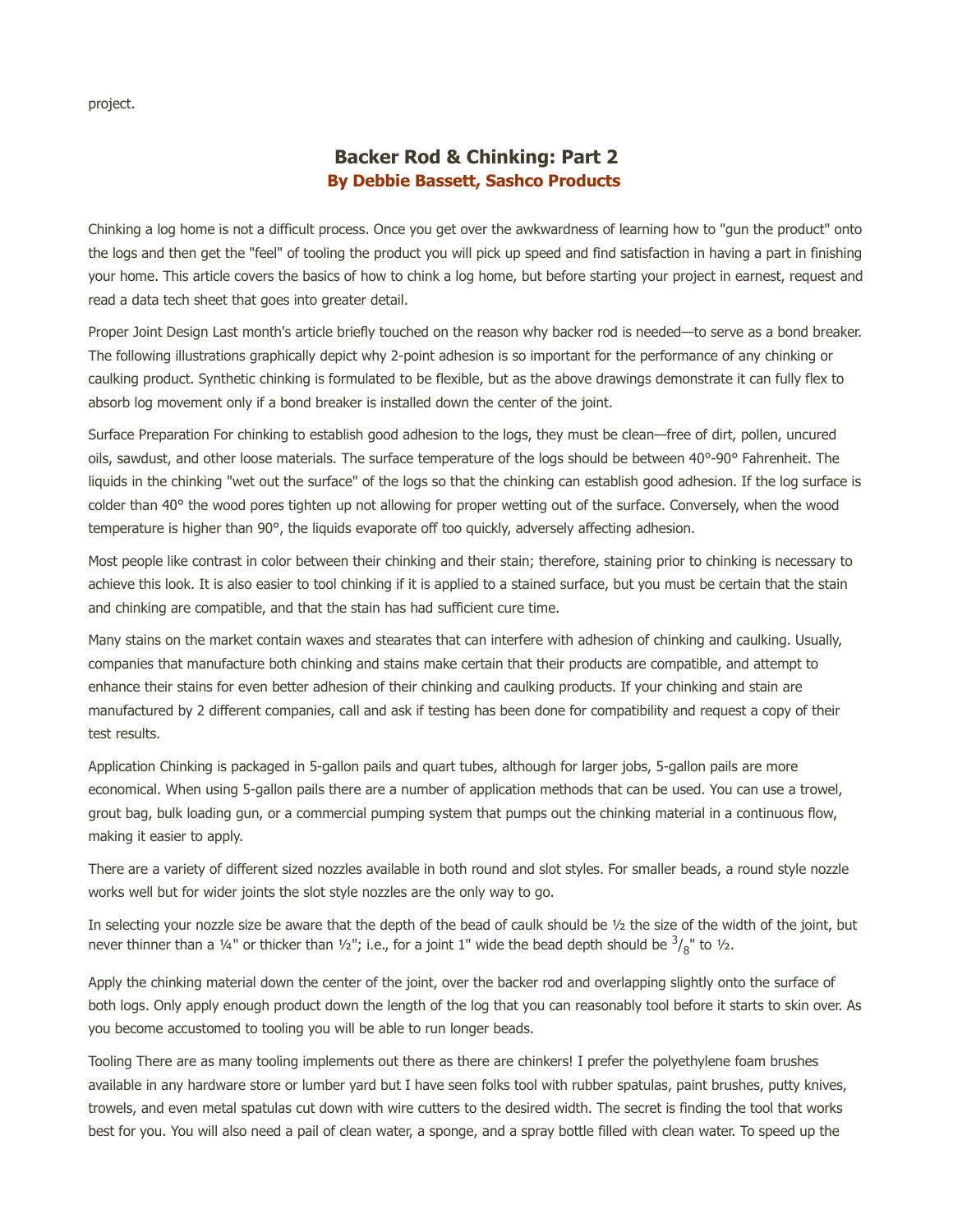project.

## Backer Rod & Chinking: Part 2

### By Debbie Bassett, Sashco Products

Chinking a log home is not a difficult process. Once you get over the awkwardness of learning how to "gun the product" onto the logs and then get the "feel" of tooling the product you will pick up speed and find satisfaction in having a part in finishing your home. This article covers the basics of how to chink a log home, but before starting your project in earnest, request and read a data tech sheet that goes into greater detail.

Proper Joint Design Last month's article briefly touched on the reason why backer rod is needed—to serve as a bond breaker. The following illustrations graphically depict why 2-point adhesion is so important for the performance of any chinking or caulking product. Synthetic chinking is formulated to be flexible, but as the above drawings demonstrate it can fully flex to absorb log movement only if a bond breaker is installed down the center of the joint.

Surface Preparation For chinking to establish good adhesion to the logs, they must be clean—free of dirt, pollen, uncured oils, sawdust, and other loose materials. The surface temperature of the logs should be between 40°-90° Fahrenheit. The liquids in the chinking "wet out the surface" of the logs so that the chinking can establish good adhesion. If the log surface is colder than 40° the wood pores tighten up not allowing for proper wetting out of the surface. Conversely, when the wood temperature is higher than 90°, the liquids evaporate off too quickly, adversely affecting adhesion.

Most people like contrast in color between their chinking and their stain; therefore, staining prior to chinking is necessary to achieve this look. It is also easier to tool chinking if it is applied to a stained surface, but you must be certain that the stain and chinking are compatible, and that the stain has had sufficient cure time.

Many stains on the market contain waxes and stearates that can interfere with adhesion of chinking and caulking. Usually, companies that manufacture both chinking and stains make certain that their products are compatible, and attempt to enhance their stains for even better adhesion of their chinking and caulking products. If your chinking and stain are manufactured by 2 different companies, call and ask if testing has been done for compatibility and request a copy of their test results.

Application Chinking is packaged in 5-gallon pails and quart tubes, although for larger jobs, 5-gallon pails are more economical. When using 5-gallon pails there are a number of application methods that can be used. You can use a trowel, grout bag, bulk loading gun, or a commercial pumping system that pumps out the chinking material in a continuous flow, making it easier to apply.

There are a variety of different sized nozzles available in both round and slot styles. For smaller beads, a round style nozzle works well but for wider joints the slot style nozzles are the only way to go.

In selecting your nozzle size be aware that the depth of the bead of caulk should be ½ the size of the width of the joint, but never thinner than a ¼" or thicker than ½"; i.e., for a joint 1" wide the bead depth should be $^{3}/_{8}$" to ½.

Apply the chinking material down the center of the joint, over the backer rod and overlapping slightly onto the surface of both logs. Only apply enough product down the length of the log that you can reasonably tool before it starts to skin over. As you become accustomed to tooling you will be able to run longer beads.

Tooling There are as many tooling implements out there as there are chinkers! I prefer the polyethylene foam brushes available in any hardware store or lumber yard but I have seen folks tool with rubber spatulas, paint brushes, putty knives, trowels, and even metal spatulas cut down with wire cutters to the desired width. The secret is finding the tool that works best for you. You will also need a pail of clean water, a sponge, and a spray bottle filled with clean water. To speed up the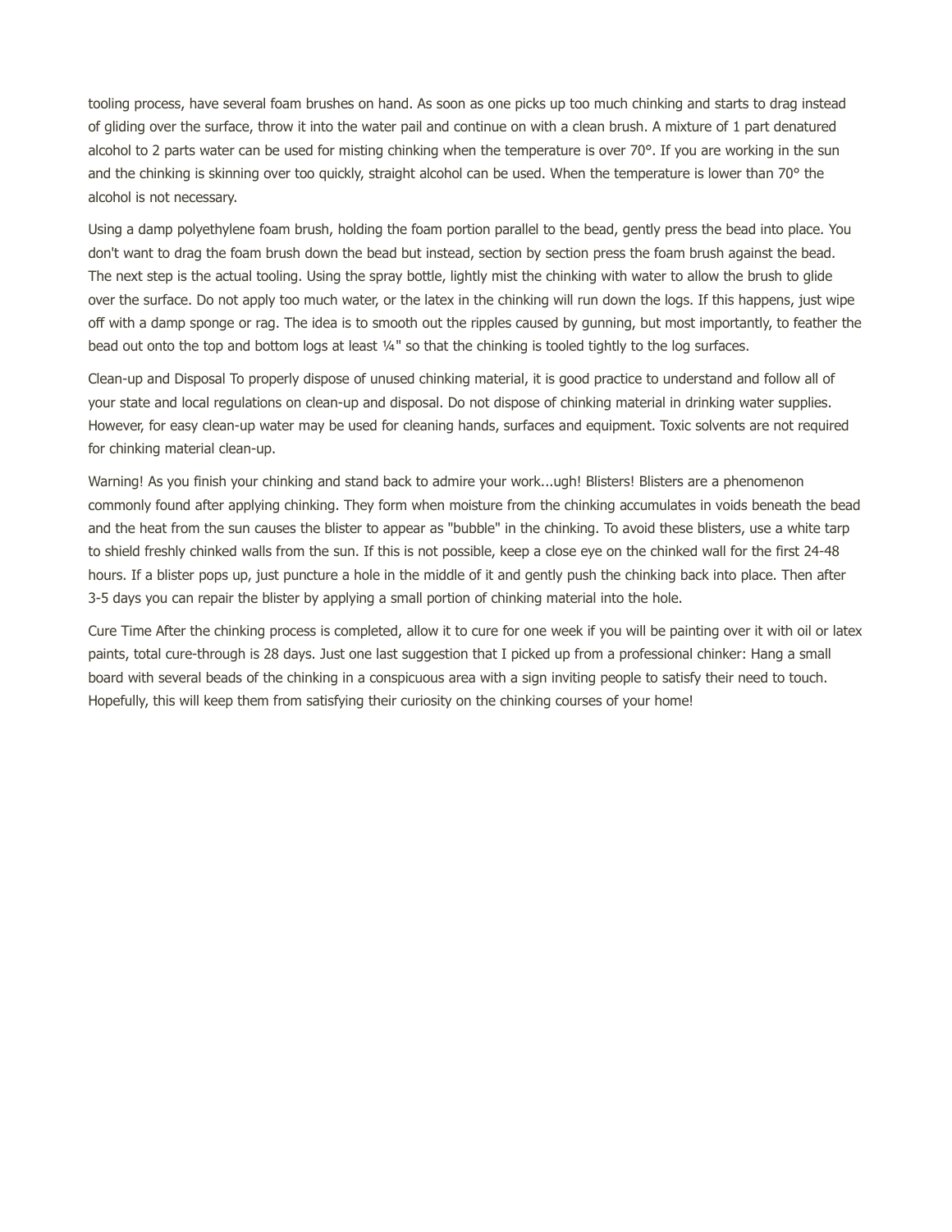tooling process, have several foam brushes on hand. As soon as one picks up too much chinking and starts to drag instead of gliding over the surface, throw it into the water pail and continue on with a clean brush. A mixture of 1 part denatured alcohol to 2 parts water can be used for misting chinking when the temperature is over 70°. If you are working in the sun and the chinking is skinning over too quickly, straight alcohol can be used. When the temperature is lower than 70° the alcohol is not necessary.

Using a damp polyethylene foam brush, holding the foam portion parallel to the bead, gently press the bead into place. You don't want to drag the foam brush down the bead but instead, section by section press the foam brush against the bead. The next step is the actual tooling. Using the spray bottle, lightly mist the chinking with water to allow the brush to glide over the surface. Do not apply too much water, or the latex in the chinking will run down the logs. If this happens, just wipe off with a damp sponge or rag. The idea is to smooth out the ripples caused by gunning, but most importantly, to feather the bead out onto the top and bottom logs at least ¼" so that the chinking is tooled tightly to the log surfaces.

Clean-up and Disposal To properly dispose of unused chinking material, it is good practice to understand and follow all of your state and local regulations on clean-up and disposal. Do not dispose of chinking material in drinking water supplies. However, for easy clean-up water may be used for cleaning hands, surfaces and equipment. Toxic solvents are not required for chinking material clean-up.

Warning! As you finish your chinking and stand back to admire your work...ugh! Blisters! Blisters are a phenomenon commonly found after applying chinking. They form when moisture from the chinking accumulates in voids beneath the bead and the heat from the sun causes the blister to appear as "bubble" in the chinking. To avoid these blisters, use a white tarp to shield freshly chinked walls from the sun. If this is not possible, keep a close eye on the chinked wall for the first 24-48 hours. If a blister pops up, just puncture a hole in the middle of it and gently push the chinking back into place. Then after 3-5 days you can repair the blister by applying a small portion of chinking material into the hole.

Cure Time After the chinking process is completed, allow it to cure for one week if you will be painting over it with oil or latex paints, total cure-through is 28 days. Just one last suggestion that I picked up from a professional chinker: Hang a small board with several beads of the chinking in a conspicuous area with a sign inviting people to satisfy their need to touch. Hopefully, this will keep them from satisfying their curiosity on the chinking courses of your home!